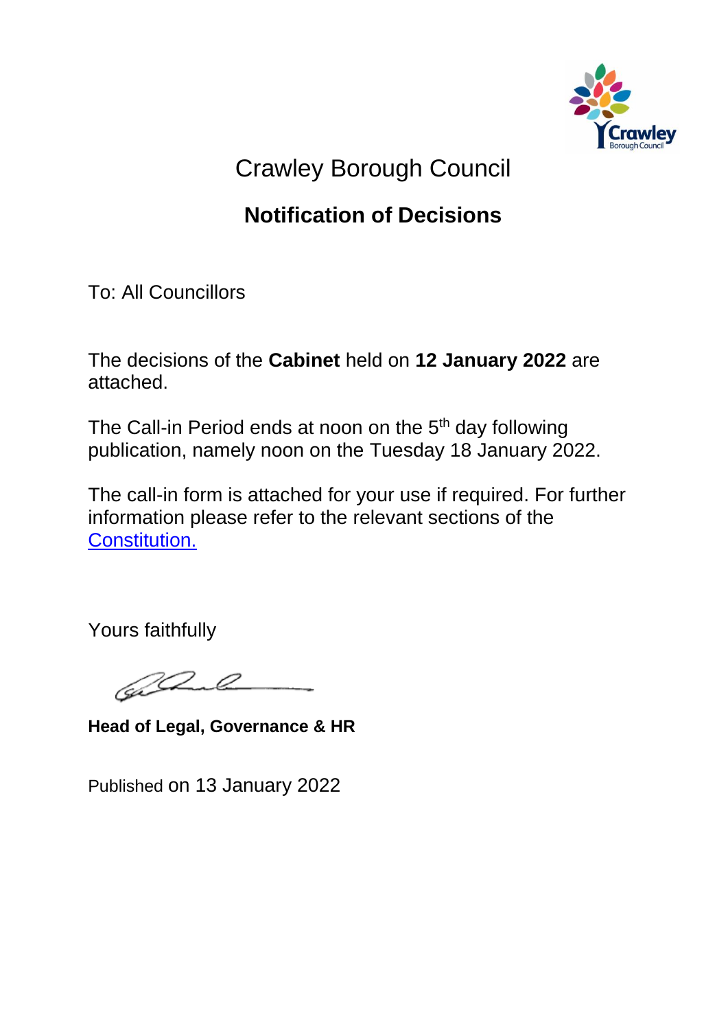# Crawley Borough Council

## Notification of Decisions

To: All Councillors

The decisions of the **Cabinet** held on **12 January 2022** are attached.

The Call-in Period ends at noon on the 5th day following publication, namely noon on the Tuesday 18 January 2022.

The call-in form is attached for your use if required. For further information please refer to the relevant sections of the Constitution.

Yours faithfully

**Head of Legal, Governance & HR**

Published on 13 January 2022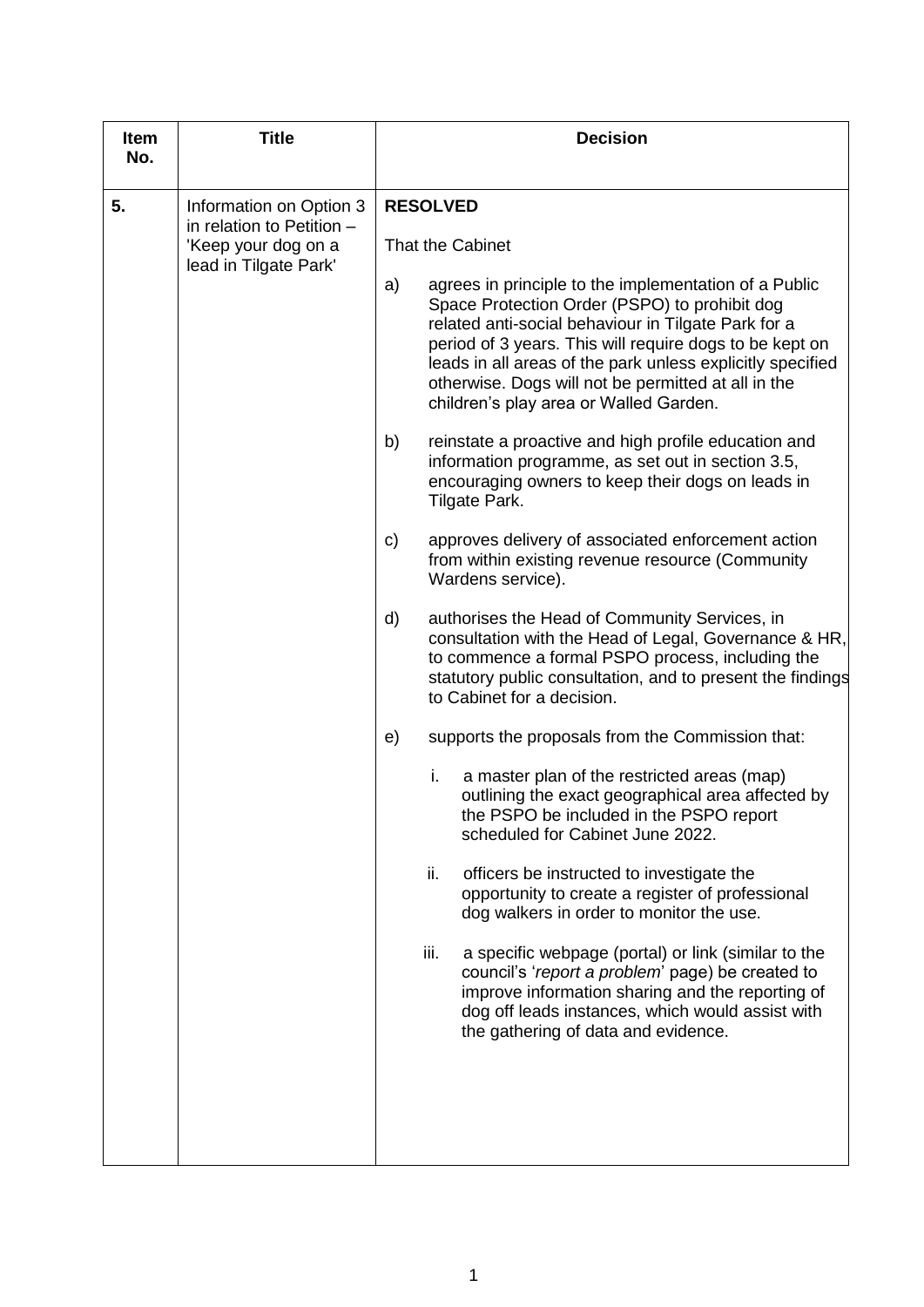| Item No. | Title | Decision |
|---|---|---|
| **5.** | Information on Option 3 in relation to Petition – 'Keep your dog on a lead in Tilgate Park' | **RESOLVED**<br><br>That the Cabinet<br><br>a) agrees in principle to the implementation of a Public Space Protection Order (PSPO) to prohibit dog related anti-social behaviour in Tilgate Park for a period of 3 years. This will require dogs to be kept on leads in all areas of the park unless explicitly specified otherwise. Dogs will not be permitted at all in the children's play area or Walled Garden.<br><br>b) reinstate a proactive and high profile education and information programme, as set out in section 3.5, encouraging owners to keep their dogs on leads in Tilgate Park.<br><br>c) approves delivery of associated enforcement action from within existing revenue resource (Community Wardens service).<br><br>d) authorises the Head of Community Services, in consultation with the Head of Legal, Governance & HR, to commence a formal PSPO process, including the statutory public consultation, and to present the findings to Cabinet for a decision.<br><br>e) supports the proposals from the Commission that:<br><br>i. a master plan of the restricted areas (map) outlining the exact geographical area affected by the PSPO be included in the PSPO report scheduled for Cabinet June 2022.<br><br>ii. officers be instructed to investigate the opportunity to create a register of professional dog walkers in order to monitor the use.<br><br>iii. a specific webpage (portal) or link (similar to the council's '*report a problem*' page) be created to improve information sharing and the reporting of dog off leads instances, which would assist with the gathering of data and evidence. |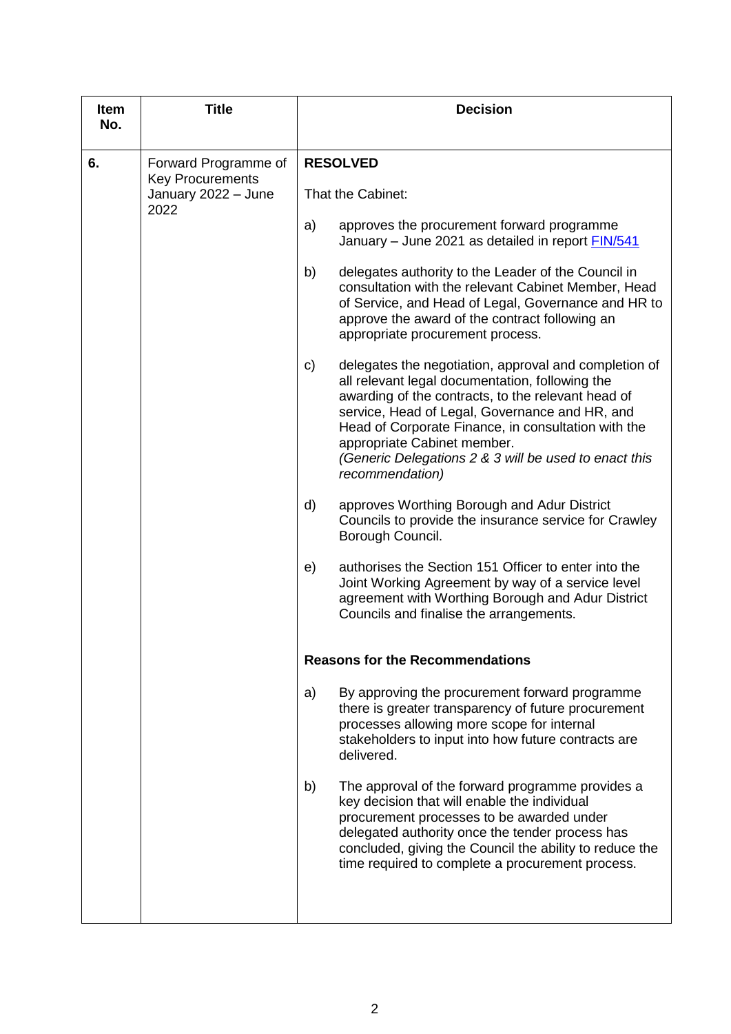| Item No. | Title | Decision |
|---|---|---|
| **6.** | Forward Programme of Key Procurements January 2022 – June 2022 | **RESOLVED**<br><br>That the Cabinet:<br><br>a) approves the procurement forward programme January – June 2021 as detailed in report [FIN/541]<br><br>b) delegates authority to the Leader of the Council in consultation with the relevant Cabinet Member, Head of Service, and Head of Legal, Governance and HR to approve the award of the contract following an appropriate procurement process.<br><br>c) delegates the negotiation, approval and completion of all relevant legal documentation, following the awarding of the contracts, to the relevant head of service, Head of Legal, Governance and HR, and Head of Corporate Finance, in consultation with the appropriate Cabinet member. *(Generic Delegations 2 & 3 will be used to enact this recommendation)*<br><br>d) approves Worthing Borough and Adur District Councils to provide the insurance service for Crawley Borough Council.<br><br>e) authorises the Section 151 Officer to enter into the Joint Working Agreement by way of a service level agreement with Worthing Borough and Adur District Councils and finalise the arrangements.<br><br>**Reasons for the Recommendations**<br><br>a) By approving the procurement forward programme there is greater transparency of future procurement processes allowing more scope for internal stakeholders to input into how future contracts are delivered.<br><br>b) The approval of the forward programme provides a key decision that will enable the individual procurement processes to be awarded under delegated authority once the tender process has concluded, giving the Council the ability to reduce the time required to complete a procurement process. |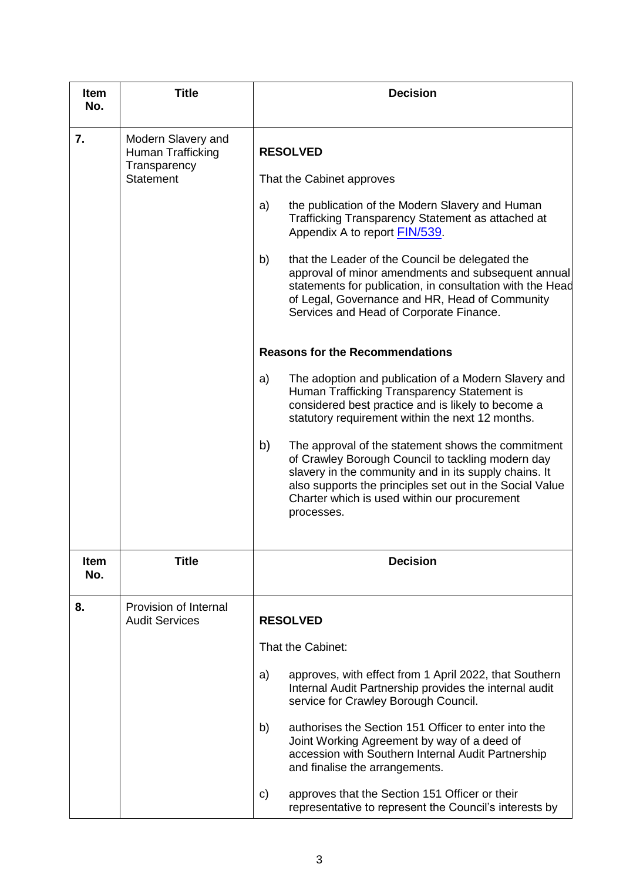| Item No. | Title | Decision |
| --- | --- | --- |
| **7.** | Modern Slavery and Human Trafficking Transparency Statement | **RESOLVED**<br><br>That the Cabinet approves<br><br>a) the publication of the Modern Slavery and Human Trafficking Transparency Statement as attached at Appendix A to report FIN/539.<br><br>b) that the Leader of the Council be delegated the approval of minor amendments and subsequent annual statements for publication, in consultation with the Head of Legal, Governance and HR, Head of Community Services and Head of Corporate Finance.<br><br>**Reasons for the Recommendations**<br><br>a) The adoption and publication of a Modern Slavery and Human Trafficking Transparency Statement is considered best practice and is likely to become a statutory requirement within the next 12 months.<br><br>b) The approval of the statement shows the commitment of Crawley Borough Council to tackling modern day slavery in the community and in its supply chains. It also supports the principles set out in the Social Value Charter which is used within our procurement processes. |

| Item No. | Title | Decision |
| --- | --- | --- |
| **8.** | Provision of Internal Audit Services | **RESOLVED**<br><br>That the Cabinet:<br><br>a) approves, with effect from 1 April 2022, that Southern Internal Audit Partnership provides the internal audit service for Crawley Borough Council.<br><br>b) authorises the Section 151 Officer to enter into the Joint Working Agreement by way of a deed of accession with Southern Internal Audit Partnership and finalise the arrangements.<br><br>c) approves that the Section 151 Officer or their representative to represent the Council's interests by |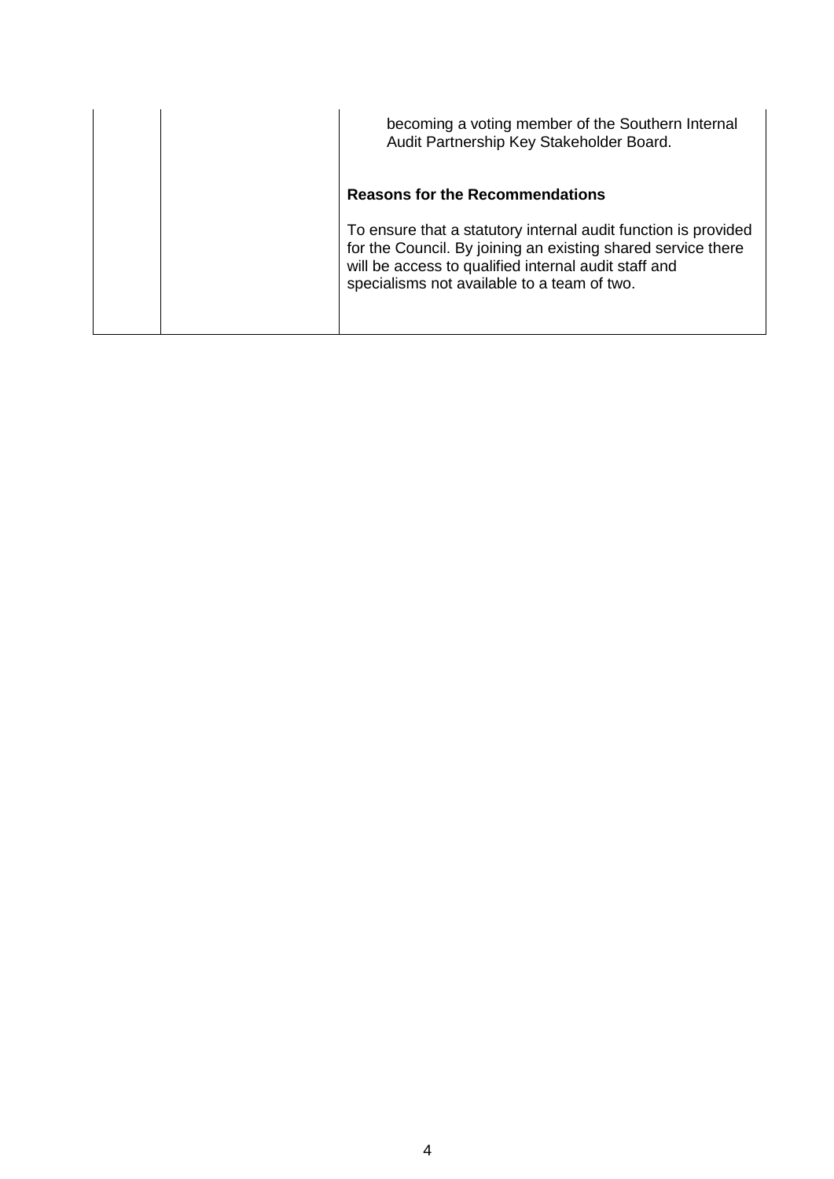| | | becoming a voting member of the Southern Internal Audit Partnership Key Stakeholder Board.<br><br>**Reasons for the Recommendations**<br><br>To ensure that a statutory internal audit function is provided for the Council. By joining an existing shared service there will be access to qualified internal audit staff and specialisms not available to a team of two. |
|---|---|---|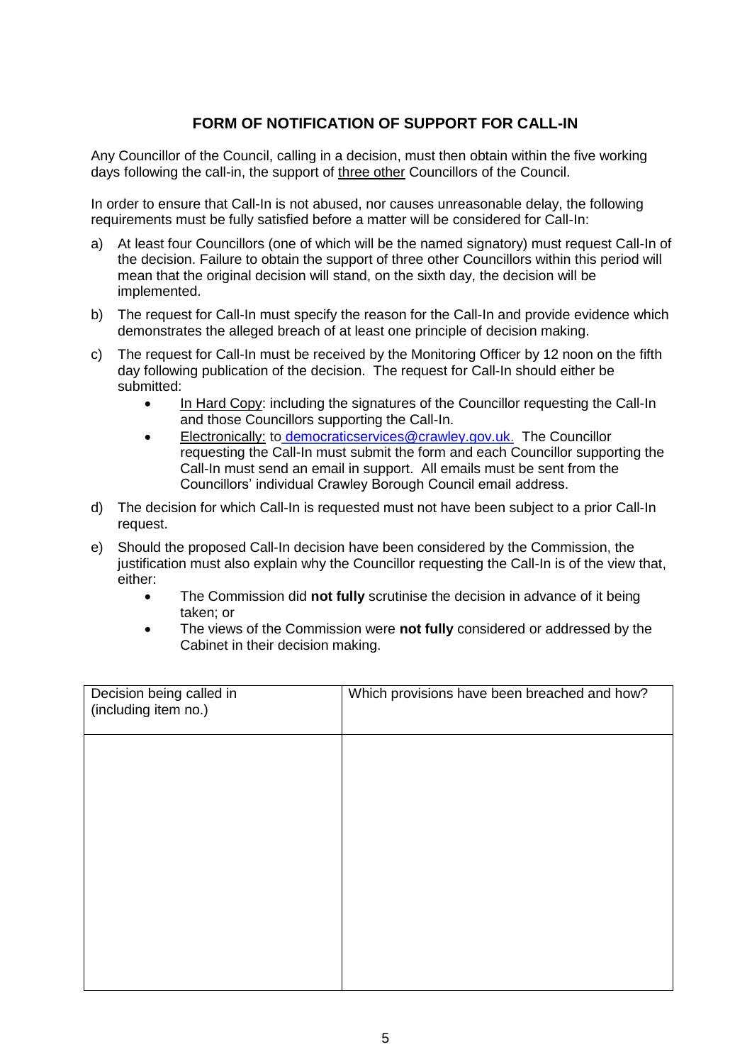## FORM OF NOTIFICATION OF SUPPORT FOR CALL-IN

Any Councillor of the Council, calling in a decision, must then obtain within the five working days following the call-in, the support of three other Councillors of the Council.

In order to ensure that Call-In is not abused, nor causes unreasonable delay, the following requirements must be fully satisfied before a matter will be considered for Call-In:

a) At least four Councillors (one of which will be the named signatory) must request Call-In of the decision. Failure to obtain the support of three other Councillors within this period will mean that the original decision will stand, on the sixth day, the decision will be implemented.

b) The request for Call-In must specify the reason for the Call-In and provide evidence which demonstrates the alleged breach of at least one principle of decision making.

c) The request for Call-In must be received by the Monitoring Officer by 12 noon on the fifth day following publication of the decision. The request for Call-In should either be submitted:
   - In Hard Copy: including the signatures of the Councillor requesting the Call-In and those Councillors supporting the Call-In.
   - Electronically: to democraticservices@crawley.gov.uk. The Councillor requesting the Call-In must submit the form and each Councillor supporting the Call-In must send an email in support. All emails must be sent from the Councillors' individual Crawley Borough Council email address.

d) The decision for which Call-In is requested must not have been subject to a prior Call-In request.

e) Should the proposed Call-In decision have been considered by the Commission, the justification must also explain why the Councillor requesting the Call-In is of the view that, either:
   - The Commission did **not fully** scrutinise the decision in advance of it being taken; or
   - The views of the Commission were **not fully** considered or addressed by the Cabinet in their decision making.

| Decision being called in (including item no.) | Which provisions have been breached and how? |
|---|---|
| | |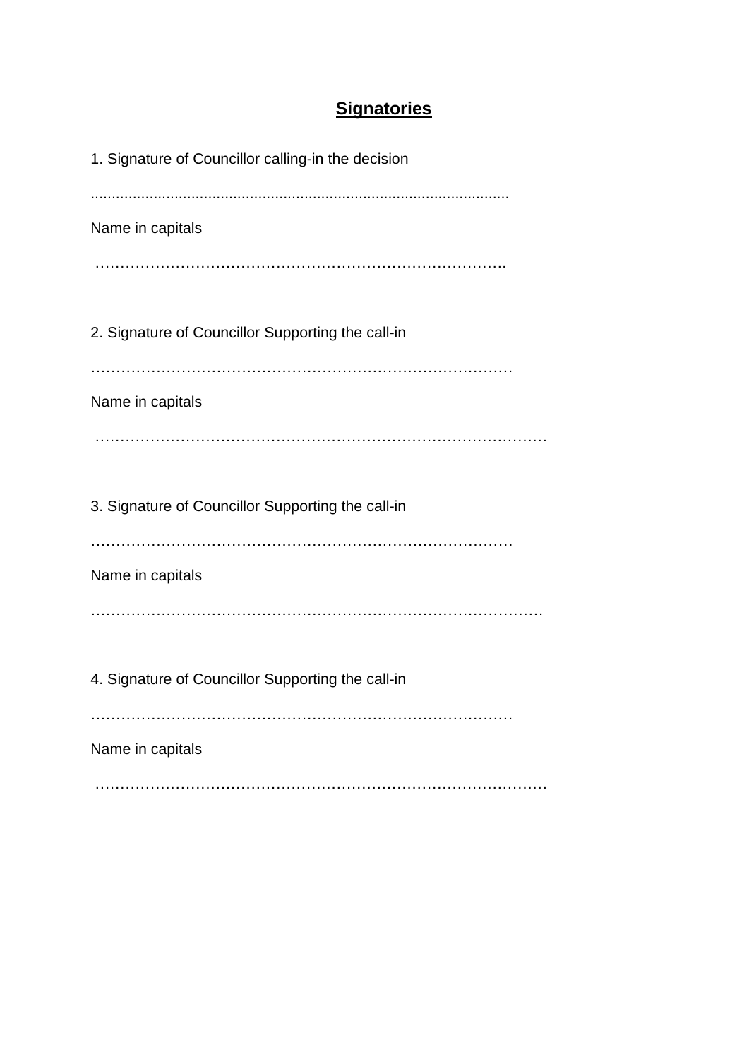## Signatories

1. Signature of Councillor calling-in the decision

..................................................................................................

Name in capitals

…………………………………………………………………….

2. Signature of Councillor Supporting the call-in

…………………………………………………………………………

Name in capitals

………………………………………………………………………………

3. Signature of Councillor Supporting the call-in

…………………………………………………………………………

Name in capitals

………………………………………………………………………………

4. Signature of Councillor Supporting the call-in

…………………………………………………………………………

Name in capitals

………………………………………………………………………………